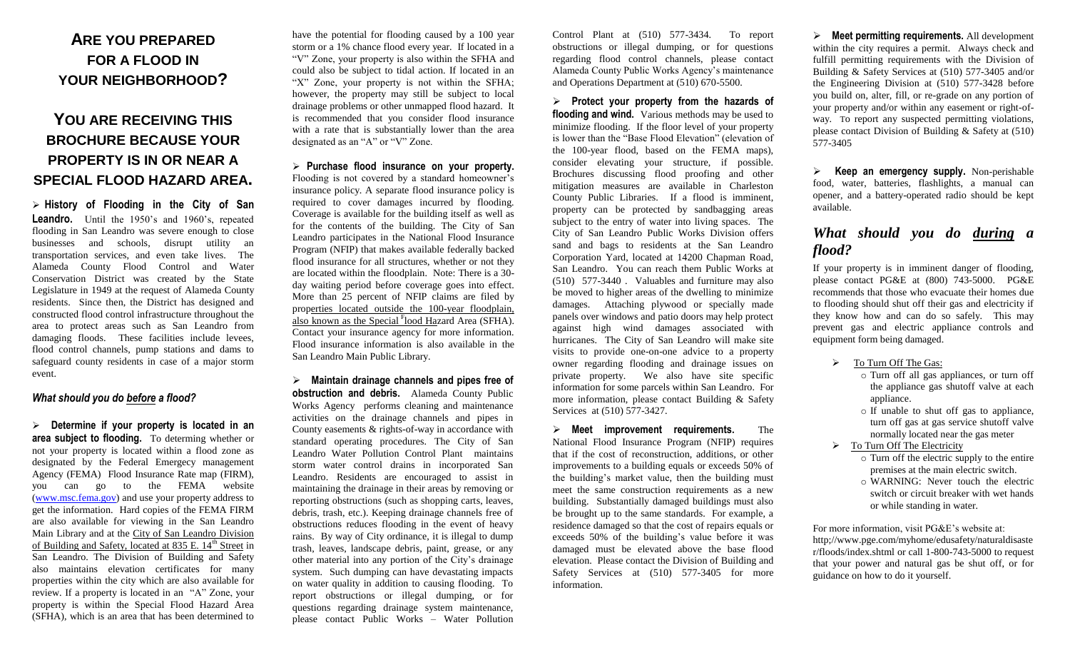# ARE YOU PREPARED FOR A FLOOD IN YOUR NEIGHBORHOOD?

## YOU ARE RECEIVING THIS BROCHURE BECAUSE YOUR PROPERTY IS IN OR NEAR A SPECIAL FLOOD HAZARD AREA.

➢ **History of Flooding in the City of San Leandro.** Until the 1950's and 1960's, repeated flooding in San Leandro was severe enough to close businesses and schools, disrupt utility an transportation services, and even take lives. The Alameda County Flood Control and Water Conservation District was created by the State Legislature in 1949 at the request of Alameda County residents. Since then, the District has designed and constructed flood control infrastructure throughout the area to protect areas such as San Leandro from damaging floods. These facilities include levees, flood control channels, pump stations and dams to safeguard county residents in case of a major storm event.

### *What should you do before a flood?*

➢ **Determine if your property is located in an area subject to flooding.** To determing whether or not your property is located within a flood zone as designated by the Federal Emergency management Agency (FEMA) Flood Insurance Rate map (FIRM), you can go to the FEMA website (www.msc.fema.gov) and use your property address to get the information. Hard copies of the FEMA FIRM are also available for viewing in the San Leandro Main Library and at the City of San Leandro Division of Building and Safety, located at 835 E. 14th Street in San Leandro. The Division of Building and Safety also maintains elevation certificates for many properties within the city which are also available for review. If a property is located in an "A" Zone, your property is within the Special Flood Hazard Area (SFHA), which is an area that has been determined to have the potential for flooding caused by a 100 year storm or a 1% chance flood every year. If located in a "V" Zone, your property is also within the SFHA and could also be subject to tidal action. If located in an "X" Zone, your property is not within the SFHA; however, the property may still be subject to local drainage problems or other unmapped flood hazard. It is recommended that you consider flood insurance with a rate that is substantially lower than the area designated as an "A" or "V" Zone.

➢ **Purchase flood insurance on your property.** Flooding is not covered by a standard homeowner's insurance policy. A separate flood insurance policy is required to cover damages incurred by flooding. Coverage is available for the building itself as well as for the contents of the building. The City of San Leandro participates in the National Flood Insurance Program (NFIP) that makes available federally backed flood insurance for all structures, whether or not they are located within the floodplain. Note: There is a 30-day waiting period before coverage goes into effect. More than 25 percent of NFIP claims are filed by properties located outside the 100-year floodplain, also known as the Special Flood Hazard Area (SFHA). Contact your insurance agency for more information. Flood insurance information is also available in the San Leandro Main Public Library.

➢ **Maintain drainage channels and pipes free of obstruction and debris.** Alameda County Public Works Agency performs cleaning and maintenance activities on the drainage channels and pipes in County easements & rights-of-way in accordance with standard operating procedures. The City of San Leandro Water Pollution Control Plant maintains storm water control drains in incorporated San Leandro. Residents are encouraged to assist in maintaining the drainage in their areas by removing or reporting obstructions (such as shopping carts, leaves, debris, trash, etc.). Keeping drainage channels free of obstructions reduces flooding in the event of heavy rains. By way of City ordinance, it is illegal to dump trash, leaves, landscape debris, paint, grease, or any other material into any portion of the City's drainage system. Such dumping can have devastating impacts on water quality in addition to causing flooding. To report obstructions or illegal dumping, or for questions regarding drainage system maintenance, please contact Public Works – Water Pollution Control Plant at (510) 577-3434. To report obstructions or illegal dumping, or for questions regarding flood control channels, please contact Alameda County Public Works Agency's maintenance and Operations Department at (510) 670-5500.

➢ **Protect your property from the hazards of flooding and wind.** Various methods may be used to minimize flooding. If the floor level of your property is lower than the "Base Flood Elevation" (elevation of the 100-year flood, based on the FEMA maps), consider elevating your structure, if possible. Brochures discussing flood proofing and other mitigation measures are available in Charleston County Public Libraries. If a flood is imminent, property can be protected by sandbagging areas subject to the entry of water into living spaces. The City of San Leandro Public Works Division offers sand and bags to residents at the San Leandro Corporation Yard, located at 14200 Chapman Road, San Leandro. You can reach them Public Works at (510) 577-3440 . Valuables and furniture may also be moved to higher areas of the dwelling to minimize damages. Attaching plywood or specially made panels over windows and patio doors may help protect against high wind damages associated with hurricanes. The City of San Leandro will make site visits to provide one-on-one advice to a property owner regarding flooding and drainage issues on private property. We also have site specific information for some parcels within San Leandro. For more information, please contact Building & Safety Services at (510) 577-3427.

➢ **Meet improvement requirements.** The National Flood Insurance Program (NFIP) requires that if the cost of reconstruction, additions, or other improvements to a building equals or exceeds 50% of the building's market value, then the building must meet the same construction requirements as a new building. Substantially damaged buildings must also be brought up to the same standards. For example, a residence damaged so that the cost of repairs equals or exceeds 50% of the building's value before it was damaged must be elevated above the base flood elevation. Please contact the Division of Building and Safety Services at (510) 577-3405 for more information.

➢ **Meet permitting requirements.** All development within the city requires a permit. Always check and fulfill permitting requirements with the Division of Building & Safety Services at (510) 577-3405 and/or the Engineering Division at (510) 577-3428 before you build on, alter, fill, or re-grade on any portion of your property and/or within any easement or right-of-way. To report any suspected permitting violations, please contact Division of Building & Safety at (510) 577-3405

➢ **Keep an emergency supply.** Non-perishable food, water, batteries, flashlights, a manual can opener, and a battery-operated radio should be kept available.

## *What should you do during a flood?*

If your property is in imminent danger of flooding, please contact PG&E at (800) 743-5000. PG&E recommends that those who evacuate their homes due to flooding should shut off their gas and electricity if they know how and can do so safely. This may prevent gas and electric appliance controls and equipment form being damaged.

- ➢ To Turn Off The Gas:
  - Turn off all gas appliances, or turn off the appliance gas shutoff valve at each appliance.
  - If unable to shut off gas to appliance, turn off gas at gas service shutoff valve normally located near the gas meter
- ➢ To Turn Off The Electricity
  - Turn off the electric supply to the entire premises at the main electric switch.
  - WARNING: Never touch the electric switch or circuit breaker with wet hands or while standing in water.

For more information, visit PG&E's website at: http;//www.pge.com/myhome/edusafety/naturaldisaster/floods/index.shtml or call 1-800-743-5000 to request that your power and natural gas be shut off, or for guidance on how to do it yourself.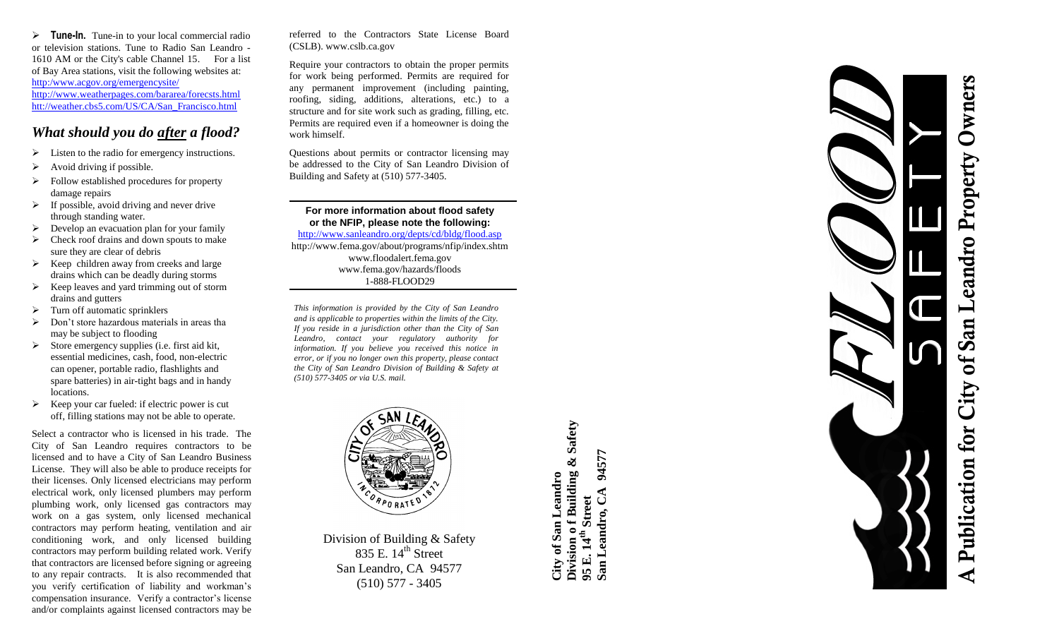- **Tune-In.** Tune-in to your local commercial radio or television stations. Tune to Radio San Leandro - 1610 AM or the City's cable Channel 15. For a list of Bay Area stations, visit the following websites at: http:/www.acgov.org/emergencysite/ http://www.weatherpages.com/bararea/forecsts.html htt://weather.cbs5.com/US/CA/San_Francisco.html

## *What should you do after a flood?*

- Listen to the radio for emergency instructions.
- Avoid driving if possible.
- Follow established procedures for property damage repairs
- If possible, avoid driving and never drive through standing water.
- Develop an evacuation plan for your family
- Check roof drains and down spouts to make sure they are clear of debris
- Keep children away from creeks and large drains which can be deadly during storms
- Keep leaves and yard trimming out of storm drains and gutters
- Turn off automatic sprinklers
- Don't store hazardous materials in areas tha may be subject to flooding
- Store emergency supplies (i.e. first aid kit, essential medicines, cash, food, non-electric can opener, portable radio, flashlights and spare batteries) in air-tight bags and in handy locations.
- Keep your car fueled: if electric power is cut off, filling stations may not be able to operate.

Select a contractor who is licensed in his trade. The City of San Leandro requires contractors to be licensed and to have a City of San Leandro Business License. They will also be able to produce receipts for their licenses. Only licensed electricians may perform electrical work, only licensed plumbers may perform plumbing work, only licensed gas contractors may work on a gas system, only licensed mechanical contractors may perform heating, ventilation and air conditioning work, and only licensed building contractors may perform building related work. Verify that contractors are licensed before signing or agreeing to any repair contracts. It is also recommended that you verify certification of liability and workman's compensation insurance. Verify a contractor's license and/or complaints against licensed contractors may be referred to the Contractors State License Board (CSLB). www.cslb.ca.gov

Require your contractors to obtain the proper permits for work being performed. Permits are required for any permanent improvement (including painting, roofing, siding, additions, alterations, etc.) to a structure and for site work such as grading, filling, etc. Permits are required even if a homeowner is doing the work himself.

Questions about permits or contractor licensing may be addressed to the City of San Leandro Division of Building and Safety at (510) 577-3405.

**For more information about flood safety or the NFIP, please note the following:**

http://www.sanleandro.org/depts/cd/bldg/flood.asp
http://www.fema.gov/about/programs/nfip/index.shtm
www.floodalert.fema.gov
www.fema.gov/hazards/floods
1-888-FLOOD29

*This information is provided by the City of San Leandro and is applicable to properties within the limits of the City. If you reside in a jurisdiction other than the City of San Leandro, contact your regulatory authority for information. If you believe you received this notice in error, or if you no longer own this property, please contact the City of San Leandro Division of Building & Safety at (510) 577-3405 or via U.S. mail.*

CITY OF SAN LEANDRO
INCORPORATED 1872

Division of Building & Safety
835 E. 14th Street
San Leandro, CA 94577
(510) 577 - 3405

**City of San Leandro**
**Division o f Building & Safety**
**95 E. 14th Street**
**San Leandro, CA 94577**

# FLOOD SAFETY

## A Publication for City of San Leandro Property Owners